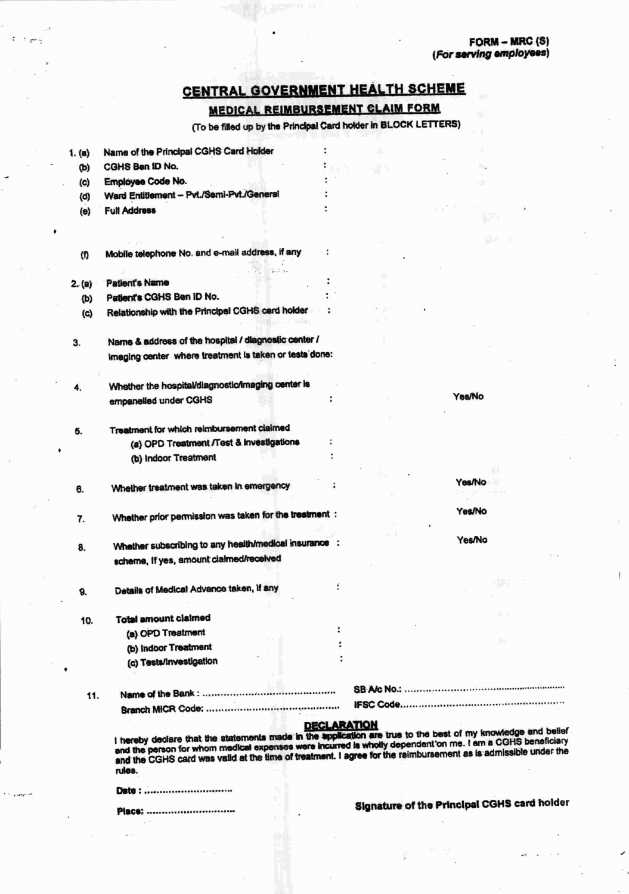**FORM – MRC (S)**
***(For serving employees)***

# CENTRAL GOVERNMENT HEALTH SCHEME

## MEDICAL REIMBURSEMENT CLAIM FORM

(To be filled up by the Principal Card holder in BLOCK LETTERS)

1. (a) Name of the Principal CGHS Card Holder :
   (b) CGHS Ben ID No. :
   (c) Employee Code No. :
   (d) Ward Entitlement – Pvt./Semi-Pvt./General :
   (e) Full Address :

   (f) Mobile telephone No. and e-mail address, if any :

2. (a) Patient's Name :
   (b) Patient's CGHS Ben ID No. :
   (c) Relationship with the Principal CGHS card holder :

3. Name & address of the hospital / diagnostic center / imaging center where treatment is taken or tests done:

4. Whether the hospital/diagnostic/imaging center is empanelled under CGHS : Yes/No

5. Treatment for which reimbursement claimed
   (a) OPD Treatment /Test & Investigations :
   (b) Indoor Treatment :

6. Whether treatment was taken in emergency : Yes/No

7. Whether prior permission was taken for the treatment : Yes/No

8. Whether subscribing to any health/medical insurance scheme, if yes, amount claimed/received : Yes/No

9. Details of Medical Advance taken, if any :

10. Total amount claimed
    (a) OPD Treatment :
    (b) Indoor Treatment :
    (c) Tests/Investigation :

11. Name of the Bank : .......................................... SB A/c No.: ..........................................
    Branch MICR Code: .......................................... IFSC Code..........................................

### DECLARATION

I hereby declare that the statements made in the application are true to the best of my knowledge and belief and the person for whom medical expenses were incurred is wholly dependent on me. I am a CGHS beneficiary and the CGHS card was valid at the time of treatment. I agree for the reimbursement as is admissible under the rules.

Date : ..............................

Place: .............................. **Signature of the Principal CGHS card holder**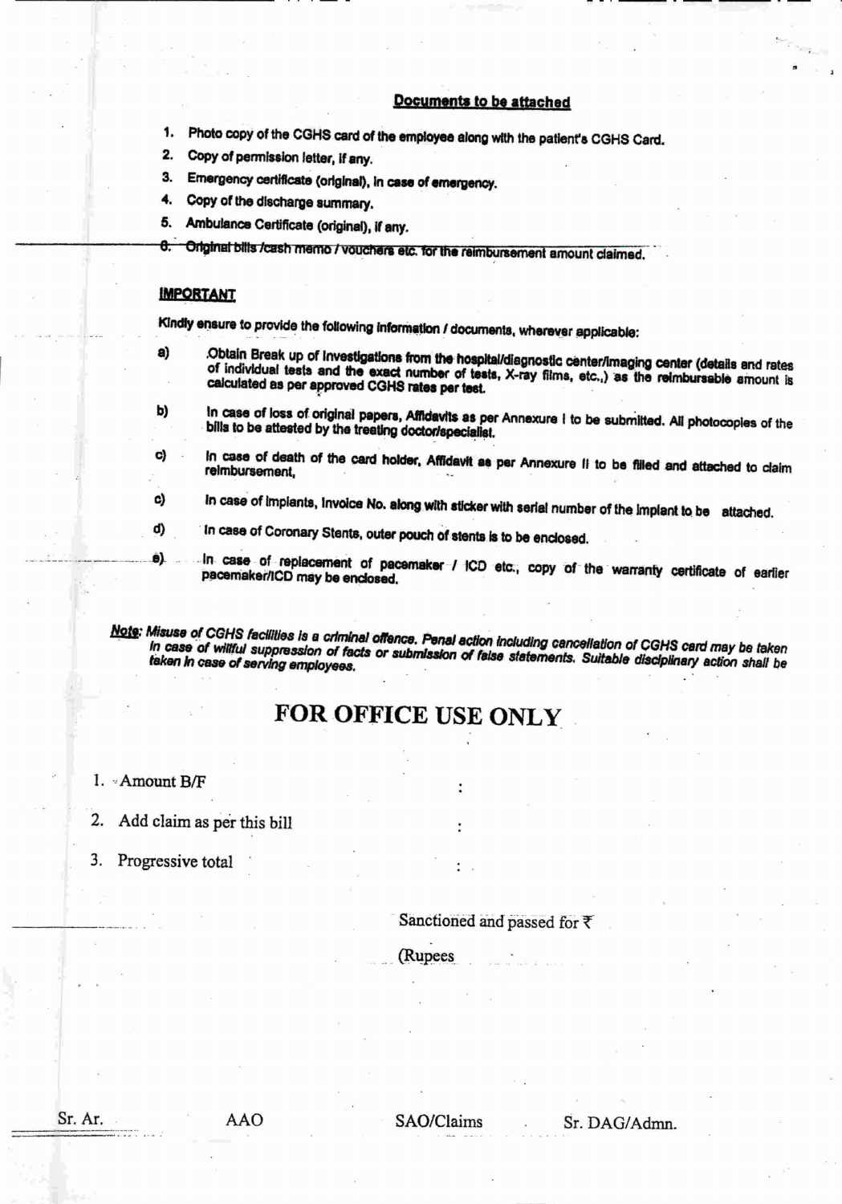**Documents to be attached**

1. Photo copy of the CGHS card of the employee along with the patient's CGHS Card.
2. Copy of permission letter, if any.
3. Emergency certificate (original), in case of emergency.
4. Copy of the discharge summary.
5. Ambulance Certificate (original), if any.
6. Original bills /cash memo / vouchers etc. for the reimbursement amount claimed.

**IMPORTANT**

Kindly ensure to provide the following information / documents, wherever applicable:

a) Obtain Break up of Investigations from the hospital/diagnostic center/imaging center (details and rates of individual tests and the exact number of tests, X-ray films, etc.,) as the reimbursable amount is calculated as per approved CGHS rates per test.

b) In case of loss of original papers, Affidavits as per Annexure I to be submitted. All photocopies of the bills to be attested by the treating doctor/specialist.

c) In case of death of the card holder, Affidavit as per Annexure II to be filled and attached to claim reimbursement,

c) In case of implants, Invoice No. along with sticker with serial number of the implant to be attached.

d) In case of Coronary Stents, outer pouch of stents is to be enclosed.

e) In case of replacement of pacemaker / ICD etc., copy of the warranty certificate of earlier pacemaker/ICD may be enclosed.

***Note:*** *Misuse of CGHS facilities is a criminal offence. Penal action including cancellation of CGHS card may be taken in case of willful suppression of facts or submission of false statements. Suitable disciplinary action shall be taken in case of serving employees.*

# FOR OFFICE USE ONLY

1. Amount B/F :
2. Add claim as per this bill :
3. Progressive total :

Sanctioned and passed for ₹

(Rupees

Sr. Ar. AAO SAO/Claims Sr. DAG/Admn.